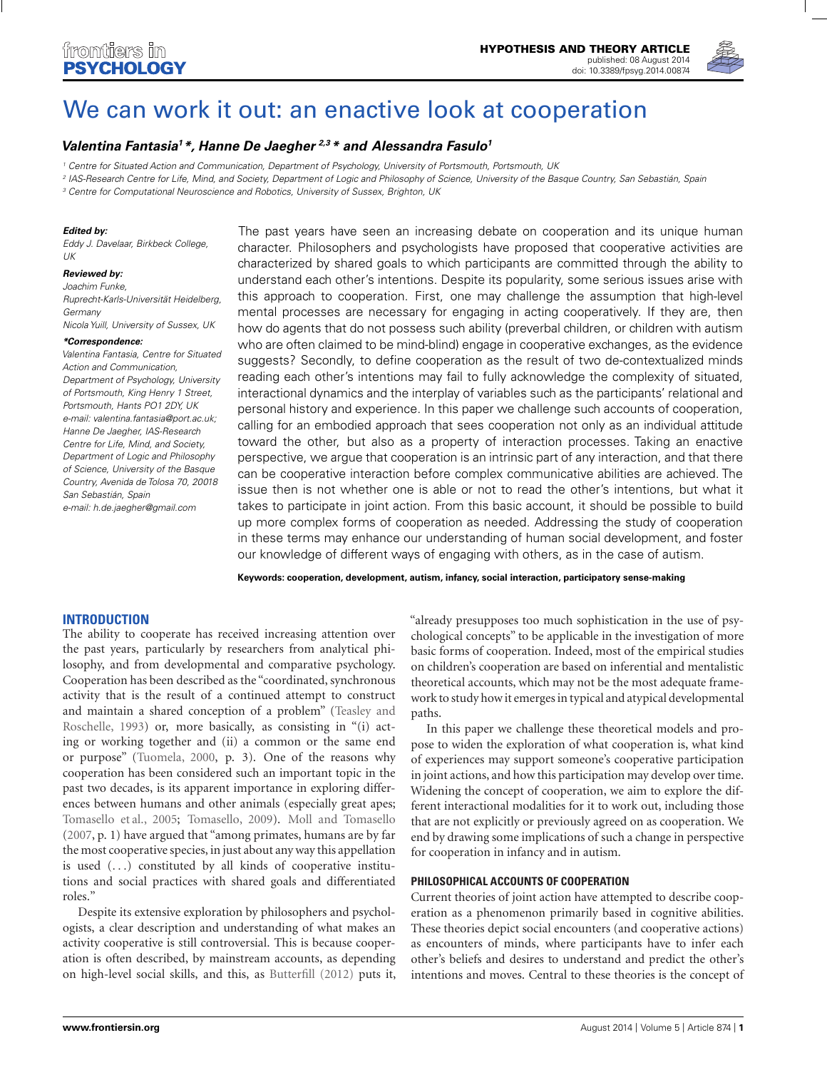HYPOTHESIS AND THEORY ARTICLE
published: 08 August 2014
doi: 10.3389/fpsyg.2014.00874

# We can work it out: an enactive look at cooperation

***Valentina Fantasia[1]\*, Hanne De Jaegher[2,3]\* and Alessandra Fasulo[1]***

[1] Centre for Situated Action and Communication, Department of Psychology, University of Portsmouth, Portsmouth, UK
[2] IAS-Research Centre for Life, Mind, and Society, Department of Logic and Philosophy of Science, University of the Basque Country, San Sebastián, Spain
[3] Centre for Computational Neuroscience and Robotics, University of Sussex, Brighton, UK

***Edited by:***
Eddy J. Davelaar, Birkbeck College, UK

***Reviewed by:***
Joachim Funke, Ruprecht-Karls-Universität Heidelberg, Germany
Nicola Yuill, University of Sussex, UK

***\*Correspondence:***
Valentina Fantasia, Centre for Situated Action and Communication, Department of Psychology, University of Portsmouth, King Henry 1 Street, Portsmouth, Hants PO1 2DY, UK
e-mail: valentina.fantasia@port.ac.uk;
Hanne De Jaegher, IAS-Research Centre for Life, Mind, and Society, Department of Logic and Philosophy of Science, University of the Basque Country, Avenida de Tolosa 70, 20018 San Sebastián, Spain
e-mail: h.de.jaegher@gmail.com

The past years have seen an increasing debate on cooperation and its unique human character. Philosophers and psychologists have proposed that cooperative activities are characterized by shared goals to which participants are committed through the ability to understand each other's intentions. Despite its popularity, some serious issues arise with this approach to cooperation. First, one may challenge the assumption that high-level mental processes are necessary for engaging in acting cooperatively. If they are, then how do agents that do not possess such ability (preverbal children, or children with autism who are often claimed to be mind-blind) engage in cooperative exchanges, as the evidence suggests? Secondly, to define cooperation as the result of two de-contextualized minds reading each other's intentions may fail to fully acknowledge the complexity of situated, interactional dynamics and the interplay of variables such as the participants' relational and personal history and experience. In this paper we challenge such accounts of cooperation, calling for an embodied approach that sees cooperation not only as an individual attitude toward the other, but also as a property of interaction processes. Taking an enactive perspective, we argue that cooperation is an intrinsic part of any interaction, and that there can be cooperative interaction before complex communicative abilities are achieved. The issue then is not whether one is able or not to read the other's intentions, but what it takes to participate in joint action. From this basic account, it should be possible to build up more complex forms of cooperation as needed. Addressing the study of cooperation in these terms may enhance our understanding of human social development, and foster our knowledge of different ways of engaging with others, as in the case of autism.

**Keywords: cooperation, development, autism, infancy, social interaction, participatory sense-making**

## INTRODUCTION

The ability to cooperate has received increasing attention over the past years, particularly by researchers from analytical philosophy, and from developmental and comparative psychology. Cooperation has been described as the "coordinated, synchronous activity that is the result of a continued attempt to construct and maintain a shared conception of a problem" (Teasley and Roschelle, 1993) or, more basically, as consisting in "(i) acting or working together and (ii) a common or the same end or purpose" (Tuomela, 2000, p. 3). One of the reasons why cooperation has been considered such an important topic in the past two decades, is its apparent importance in exploring differences between humans and other animals (especially great apes; Tomasello et al., 2005; Tomasello, 2009). Moll and Tomasello (2007, p. 1) have argued that "among primates, humans are by far the most cooperative species, in just about any way this appellation is used (...) constituted by all kinds of cooperative institutions and social practices with shared goals and differentiated roles."

Despite its extensive exploration by philosophers and psychologists, a clear description and understanding of what makes an activity cooperative is still controversial. This is because cooperation is often described, by mainstream accounts, as depending on high-level social skills, and this, as Butterfill (2012) puts it, "already presupposes too much sophistication in the use of psychological concepts" to be applicable in the investigation of more basic forms of cooperation. Indeed, most of the empirical studies on children's cooperation are based on inferential and mentalistic theoretical accounts, which may not be the most adequate framework to study how it emerges in typical and atypical developmental paths.

In this paper we challenge these theoretical models and propose to widen the exploration of what cooperation is, what kind of experiences may support someone's cooperative participation in joint actions, and how this participation may develop over time. Widening the concept of cooperation, we aim to explore the different interactional modalities for it to work out, including those that are not explicitly or previously agreed on as cooperation. We end by drawing some implications of such a change in perspective for cooperation in infancy and in autism.

### PHILOSOPHICAL ACCOUNTS OF COOPERATION

Current theories of joint action have attempted to describe cooperation as a phenomenon primarily based in cognitive abilities. These theories depict social encounters (and cooperative actions) as encounters of minds, where participants have to infer each other's beliefs and desires to understand and predict the other's intentions and moves. Central to these theories is the concept of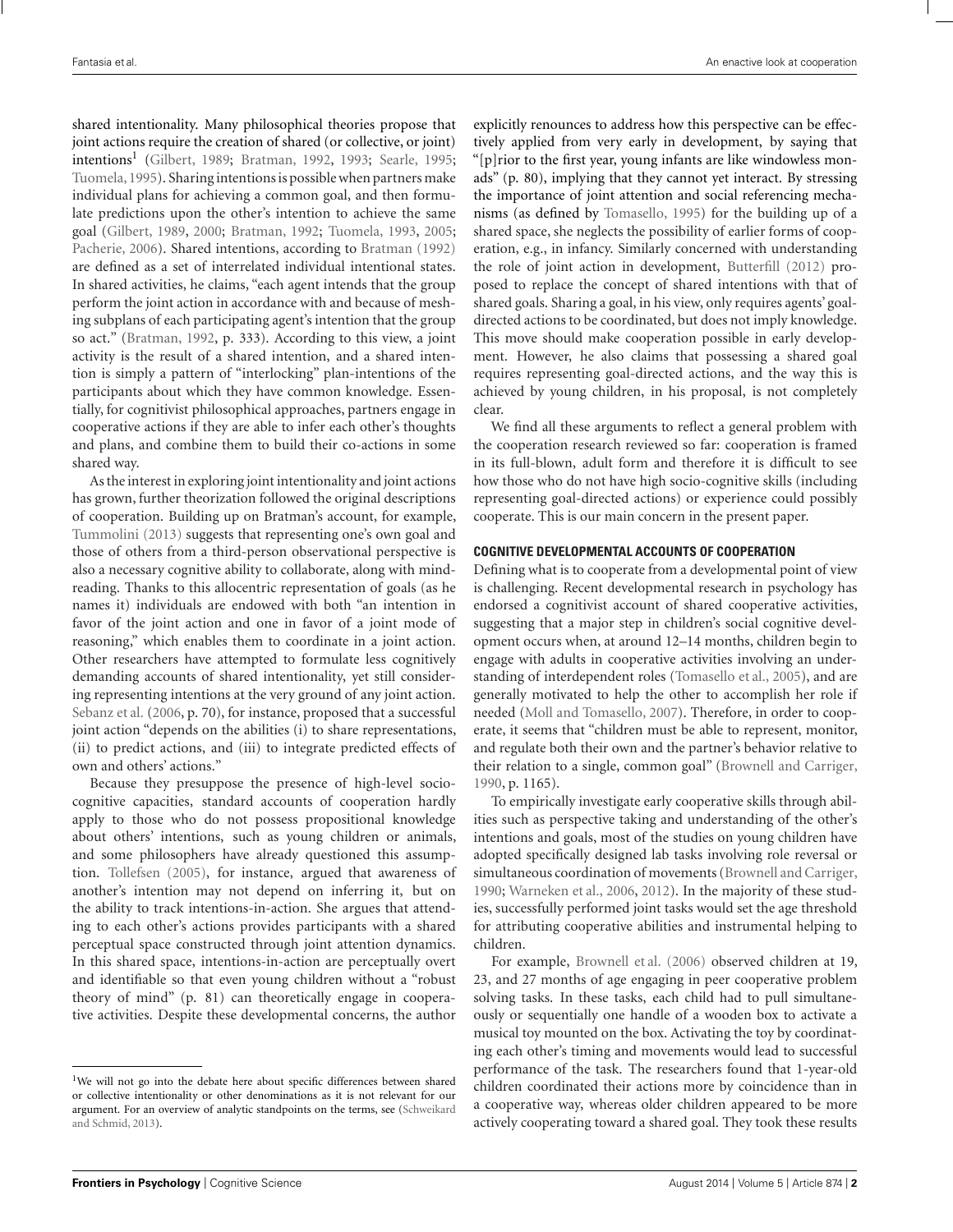shared intentionality. Many philosophical theories propose that joint actions require the creation of shared (or collective, or joint) intentions[1] (Gilbert, 1989; Bratman, 1992, 1993; Searle, 1995; Tuomela, 1995). Sharing intentions is possible when partners make individual plans for achieving a common goal, and then formulate predictions upon the other's intention to achieve the same goal (Gilbert, 1989, 2000; Bratman, 1992; Tuomela, 1993, 2005; Pacherie, 2006). Shared intentions, according to Bratman (1992) are defined as a set of interrelated individual intentional states. In shared activities, he claims, "each agent intends that the group perform the joint action in accordance with and because of meshing subplans of each participating agent's intention that the group so act." (Bratman, 1992, p. 333). According to this view, a joint activity is the result of a shared intention, and a shared intention is simply a pattern of "interlocking" plan-intentions of the participants about which they have common knowledge. Essentially, for cognitivist philosophical approaches, partners engage in cooperative actions if they are able to infer each other's thoughts and plans, and combine them to build their co-actions in some shared way.

As the interest in exploring joint intentionality and joint actions has grown, further theorization followed the original descriptions of cooperation. Building up on Bratman's account, for example, Tummolini (2013) suggests that representing one's own goal and those of others from a third-person observational perspective is also a necessary cognitive ability to collaborate, along with mind-reading. Thanks to this allocentric representation of goals (as he names it) individuals are endowed with both "an intention in favor of the joint action and one in favor of a joint mode of reasoning," which enables them to coordinate in a joint action. Other researchers have attempted to formulate less cognitively demanding accounts of shared intentionality, yet still considering representing intentions at the very ground of any joint action. Sebanz et al. (2006, p. 70), for instance, proposed that a successful joint action "depends on the abilities (i) to share representations, (ii) to predict actions, and (iii) to integrate predicted effects of own and others' actions."

Because they presuppose the presence of high-level socio-cognitive capacities, standard accounts of cooperation hardly apply to those who do not possess propositional knowledge about others' intentions, such as young children or animals, and some philosophers have already questioned this assumption. Tollefsen (2005), for instance, argued that awareness of another's intention may not depend on inferring it, but on the ability to track intentions-in-action. She argues that attending to each other's actions provides participants with a shared perceptual space constructed through joint attention dynamics. In this shared space, intentions-in-action are perceptually overt and identifiable so that even young children without a "robust theory of mind" (p. 81) can theoretically engage in cooperative activities. Despite these developmental concerns, the author explicitly renounces to address how this perspective can be effectively applied from very early in development, by saying that "[p]rior to the first year, young infants are like windowless monads" (p. 80), implying that they cannot yet interact. By stressing the importance of joint attention and social referencing mechanisms (as defined by Tomasello, 1995) for the building up of a shared space, she neglects the possibility of earlier forms of cooperation, e.g., in infancy. Similarly concerned with understanding the role of joint action in development, Butterfill (2012) proposed to replace the concept of shared intentions with that of shared goals. Sharing a goal, in his view, only requires agents' goal-directed actions to be coordinated, but does not imply knowledge. This move should make cooperation possible in early development. However, he also claims that possessing a shared goal requires representing goal-directed actions, and the way this is achieved by young children, in his proposal, is not completely clear.

We find all these arguments to reflect a general problem with the cooperation research reviewed so far: cooperation is framed in its full-blown, adult form and therefore it is difficult to see how those who do not have high socio-cognitive skills (including representing goal-directed actions) or experience could possibly cooperate. This is our main concern in the present paper.

### COGNITIVE DEVELOPMENTAL ACCOUNTS OF COOPERATION

Defining what is to cooperate from a developmental point of view is challenging. Recent developmental research in psychology has endorsed a cognitivist account of shared cooperative activities, suggesting that a major step in children's social cognitive development occurs when, at around 12–14 months, children begin to engage with adults in cooperative activities involving an understanding of interdependent roles (Tomasello et al., 2005), and are generally motivated to help the other to accomplish her role if needed (Moll and Tomasello, 2007). Therefore, in order to cooperate, it seems that "children must be able to represent, monitor, and regulate both their own and the partner's behavior relative to their relation to a single, common goal" (Brownell and Carriger, 1990, p. 1165).

To empirically investigate early cooperative skills through abilities such as perspective taking and understanding of the other's intentions and goals, most of the studies on young children have adopted specifically designed lab tasks involving role reversal or simultaneous coordination of movements (Brownell and Carriger, 1990; Warneken et al., 2006, 2012). In the majority of these studies, successfully performed joint tasks would set the age threshold for attributing cooperative abilities and instrumental helping to children.

For example, Brownell et al. (2006) observed children at 19, 23, and 27 months of age engaging in peer cooperative problem solving tasks. In these tasks, each child had to pull simultaneously or sequentially one handle of a wooden box to activate a musical toy mounted on the box. Activating the toy by coordinating each other's timing and movements would lead to successful performance of the task. The researchers found that 1-year-old children coordinated their actions more by coincidence than in a cooperative way, whereas older children appeared to be more actively cooperating toward a shared goal. They took these results

[1]We will not go into the debate here about specific differences between shared or collective intentionality or other denominations as it is not relevant for our argument. For an overview of analytic standpoints on the terms, see (Schweikard and Schmid, 2013).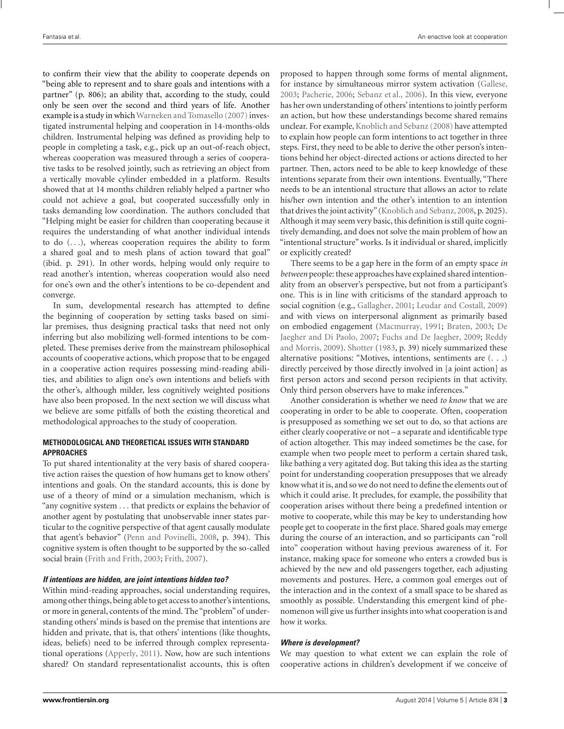to confirm their view that the ability to cooperate depends on "being able to represent and to share goals and intentions with a partner" (p. 806); an ability that, according to the study, could only be seen over the second and third years of life. Another example is a study in which Warneken and Tomasello (2007) investigated instrumental helping and cooperation in 14-months-olds children. Instrumental helping was defined as providing help to people in completing a task, e.g., pick up an out-of-reach object, whereas cooperation was measured through a series of cooperative tasks to be resolved jointly, such as retrieving an object from a vertically movable cylinder embedded in a platform. Results showed that at 14 months children reliably helped a partner who could not achieve a goal, but cooperated successfully only in tasks demanding low coordination. The authors concluded that "Helping might be easier for children than cooperating because it requires the understanding of what another individual intends to do (. . .), whereas cooperation requires the ability to form a shared goal and to mesh plans of action toward that goal" (ibid. p. 291). In other words, helping would only require to read another's intention, whereas cooperation would also need for one's own and the other's intentions to be co-dependent and converge.

In sum, developmental research has attempted to define the beginning of cooperation by setting tasks based on similar premises, thus designing practical tasks that need not only inferring but also mobilizing well-formed intentions to be completed. These premises derive from the mainstream philosophical accounts of cooperative actions, which propose that to be engaged in a cooperative action requires possessing mind-reading abilities, and abilities to align one's own intentions and beliefs with the other's, although milder, less cognitively weighted positions have also been proposed. In the next section we will discuss what we believe are some pitfalls of both the existing theoretical and methodological approaches to the study of cooperation.

## METHODOLOGICAL AND THEORETICAL ISSUES WITH STANDARD APPROACHES

To put shared intentionality at the very basis of shared cooperative action raises the question of how humans get to know others' intentions and goals. On the standard accounts, this is done by use of a theory of mind or a simulation mechanism, which is "any cognitive system . . . that predicts or explains the behavior of another agent by postulating that unobservable inner states particular to the cognitive perspective of that agent causally modulate that agent's behavior" (Penn and Povinelli, 2008, p. 394). This cognitive system is often thought to be supported by the so-called social brain (Frith and Frith, 2003; Frith, 2007).

### *If intentions are hidden, are joint intentions hidden too?*

Within mind-reading approaches, social understanding requires, among other things, being able to get access to another's intentions, or more in general, contents of the mind. The "problem" of understanding others' minds is based on the premise that intentions are hidden and private, that is, that others' intentions (like thoughts, ideas, beliefs) need to be inferred through complex representational operations (Apperly, 2011). Now, how are such intentions shared? On standard representationalist accounts, this is often proposed to happen through some forms of mental alignment, for instance by simultaneous mirror system activation (Gallese, 2003; Pacherie, 2006; Sebanz et al., 2006). In this view, everyone has her own understanding of others' intentions to jointly perform an action, but how these understandings become shared remains unclear. For example, Knoblich and Sebanz (2008) have attempted to explain how people can form intentions to act together in three steps. First, they need to be able to derive the other person's intentions behind her object-directed actions or actions directed to her partner. Then, actors need to be able to keep knowledge of these intentions separate from their own intentions. Eventually, "There needs to be an intentional structure that allows an actor to relate his/her own intention and the other's intention to an intention that drives the joint activity" (Knoblich and Sebanz, 2008, p. 2025). Although it may seem very basic, this definition is still quite cognitively demanding, and does not solve the main problem of how an "intentional structure" works. Is it individual or shared, implicitly or explicitly created?

There seems to be a gap here in the form of an empty space *in between* people: these approaches have explained shared intentionality from an observer's perspective, but not from a participant's one. This is in line with criticisms of the standard approach to social cognition (e.g., Gallagher, 2001; Leudar and Costall, 2009) and with views on interpersonal alignment as primarily based on embodied engagement (Macmurray, 1991; Braten, 2003; De Jaegher and Di Paolo, 2007; Fuchs and De Jaegher, 2009; Reddy and Morris, 2009). Shotter (1983, p. 39) nicely summarized these alternative positions: "Motives, intentions, sentiments are (. . .) directly perceived by those directly involved in [a joint action] as first person actors and second person recipients in that activity. Only third person observers have to make inferences."

Another consideration is whether we need *to know* that we are cooperating in order to be able to cooperate. Often, cooperation is presupposed as something we set out to do, so that actions are either clearly cooperative or not – a separate and identifiable type of action altogether. This may indeed sometimes be the case, for example when two people meet to perform a certain shared task, like bathing a very agitated dog. But taking this idea as the starting point for understanding cooperation presupposes that we already know what it is, and so we do not need to define the elements out of which it could arise. It precludes, for example, the possibility that cooperation arises without there being a predefined intention or motive to cooperate, while this may be key to understanding how people get to cooperate in the first place. Shared goals may emerge during the course of an interaction, and so participants can "roll into" cooperation without having previous awareness of it. For instance, making space for someone who enters a crowded bus is achieved by the new and old passengers together, each adjusting movements and postures. Here, a common goal emerges out of the interaction and in the context of a small space to be shared as smoothly as possible. Understanding this emergent kind of phenomenon will give us further insights into what cooperation is and how it works.

### *Where is development?*

We may question to what extent we can explain the role of cooperative actions in children's development if we conceive of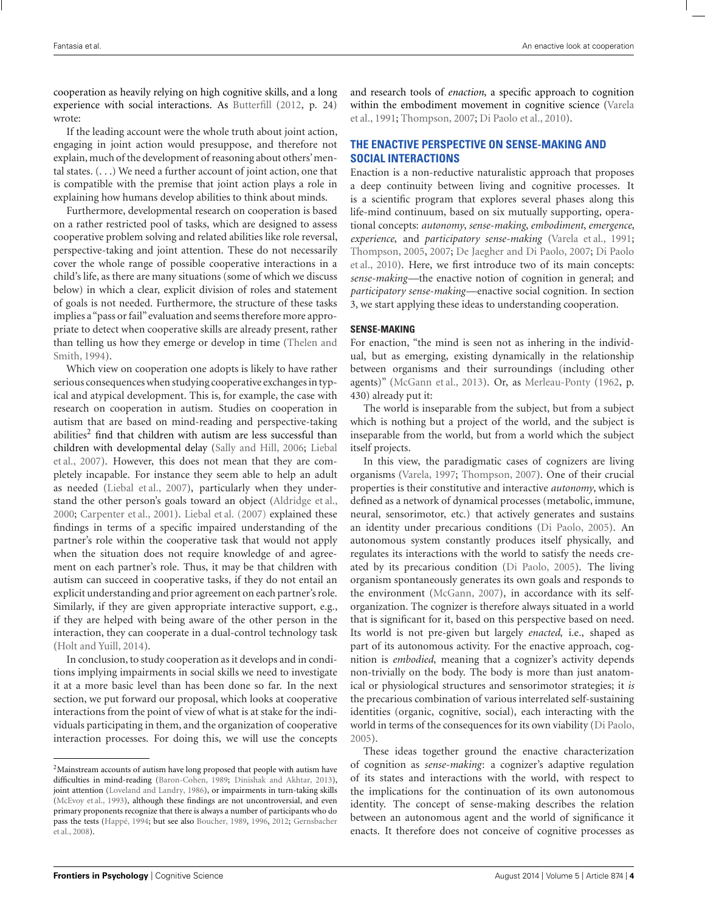cooperation as heavily relying on high cognitive skills, and a long experience with social interactions. As Butterfill (2012, p. 24) wrote:

If the leading account were the whole truth about joint action, engaging in joint action would presuppose, and therefore not explain, much of the development of reasoning about others' mental states. (. . .) We need a further account of joint action, one that is compatible with the premise that joint action plays a role in explaining how humans develop abilities to think about minds.

Furthermore, developmental research on cooperation is based on a rather restricted pool of tasks, which are designed to assess cooperative problem solving and related abilities like role reversal, perspective-taking and joint attention. These do not necessarily cover the whole range of possible cooperative interactions in a child's life, as there are many situations (some of which we discuss below) in which a clear, explicit division of roles and statement of goals is not needed. Furthermore, the structure of these tasks implies a "pass or fail" evaluation and seems therefore more appropriate to detect when cooperative skills are already present, rather than telling us how they emerge or develop in time (Thelen and Smith, 1994).

Which view on cooperation one adopts is likely to have rather serious consequences when studying cooperative exchanges in typical and atypical development. This is, for example, the case with research on cooperation in autism. Studies on cooperation in autism that are based on mind-reading and perspective-taking abilities[2] find that children with autism are less successful than children with developmental delay (Sally and Hill, 2006; Liebal et al., 2007). However, this does not mean that they are completely incapable. For instance they seem able to help an adult as needed (Liebal et al., 2007), particularly when they understand the other person's goals toward an object (Aldridge et al., 2000; Carpenter et al., 2001). Liebal et al. (2007) explained these findings in terms of a specific impaired understanding of the partner's role within the cooperative task that would not apply when the situation does not require knowledge of and agreement on each partner's role. Thus, it may be that children with autism can succeed in cooperative tasks, if they do not entail an explicit understanding and prior agreement on each partner's role. Similarly, if they are given appropriate interactive support, e.g., if they are helped with being aware of the other person in the interaction, they can cooperate in a dual-control technology task (Holt and Yuill, 2014).

In conclusion, to study cooperation as it develops and in conditions implying impairments in social skills we need to investigate it at a more basic level than has been done so far. In the next section, we put forward our proposal, which looks at cooperative interactions from the point of view of what is at stake for the individuals participating in them, and the organization of cooperative interaction processes. For doing this, we will use the concepts and research tools of *enaction*, a specific approach to cognition within the embodiment movement in cognitive science (Varela et al., 1991; Thompson, 2007; Di Paolo et al., 2010).

## THE ENACTIVE PERSPECTIVE ON SENSE-MAKING AND SOCIAL INTERACTIONS

Enaction is a non-reductive naturalistic approach that proposes a deep continuity between living and cognitive processes. It is a scientific program that explores several phases along this life-mind continuum, based on six mutually supporting, operational concepts: *autonomy*, *sense-making*, *embodiment*, *emergence*, *experience*, and *participatory sense-making* (Varela et al., 1991; Thompson, 2005, 2007; De Jaegher and Di Paolo, 2007; Di Paolo et al., 2010). Here, we first introduce two of its main concepts: *sense-making*—the enactive notion of cognition in general; and *participatory sense-making*—enactive social cognition. In section 3, we start applying these ideas to understanding cooperation.

### SENSE-MAKING

For enaction, "the mind is seen not as inhering in the individual, but as emerging, existing dynamically in the relationship between organisms and their surroundings (including other agents)" (McGann et al., 2013). Or, as Merleau-Ponty (1962, p. 430) already put it:

The world is inseparable from the subject, but from a subject which is nothing but a project of the world, and the subject is inseparable from the world, but from a world which the subject itself projects.

In this view, the paradigmatic cases of cognizers are living organisms (Varela, 1997; Thompson, 2007). One of their crucial properties is their constitutive and interactive *autonomy*, which is defined as a network of dynamical processes (metabolic, immune, neural, sensorimotor, etc.) that actively generates and sustains an identity under precarious conditions (Di Paolo, 2005). An autonomous system constantly produces itself physically, and regulates its interactions with the world to satisfy the needs created by its precarious condition (Di Paolo, 2005). The living organism spontaneously generates its own goals and responds to the environment (McGann, 2007), in accordance with its self-organization. The cognizer is therefore always situated in a world that is significant for it, based on this perspective based on need. Its world is not pre-given but largely *enacted*, i.e., shaped as part of its autonomous activity. For the enactive approach, cognition is *embodied*, meaning that a cognizer's activity depends non-trivially on the body. The body is more than just anatomical or physiological structures and sensorimotor strategies; it *is* the precarious combination of various interrelated self-sustaining identities (organic, cognitive, social), each interacting with the world in terms of the consequences for its own viability (Di Paolo, 2005).

These ideas together ground the enactive characterization of cognition as *sense-making*: a cognizer's adaptive regulation of its states and interactions with the world, with respect to the implications for the continuation of its own autonomous identity. The concept of sense-making describes the relation between an autonomous agent and the world of significance it enacts. It therefore does not conceive of cognitive processes as

[2] Mainstream accounts of autism have long proposed that people with autism have difficulties in mind-reading (Baron-Cohen, 1989; Dinishak and Akhtar, 2013), joint attention (Loveland and Landry, 1986), or impairments in turn-taking skills (McEvoy et al., 1993), although these findings are not uncontroversial, and even primary proponents recognize that there is always a number of participants who do pass the tests (Happé, 1994; but see also Boucher, 1989, 1996, 2012; Gernsbacher et al., 2008).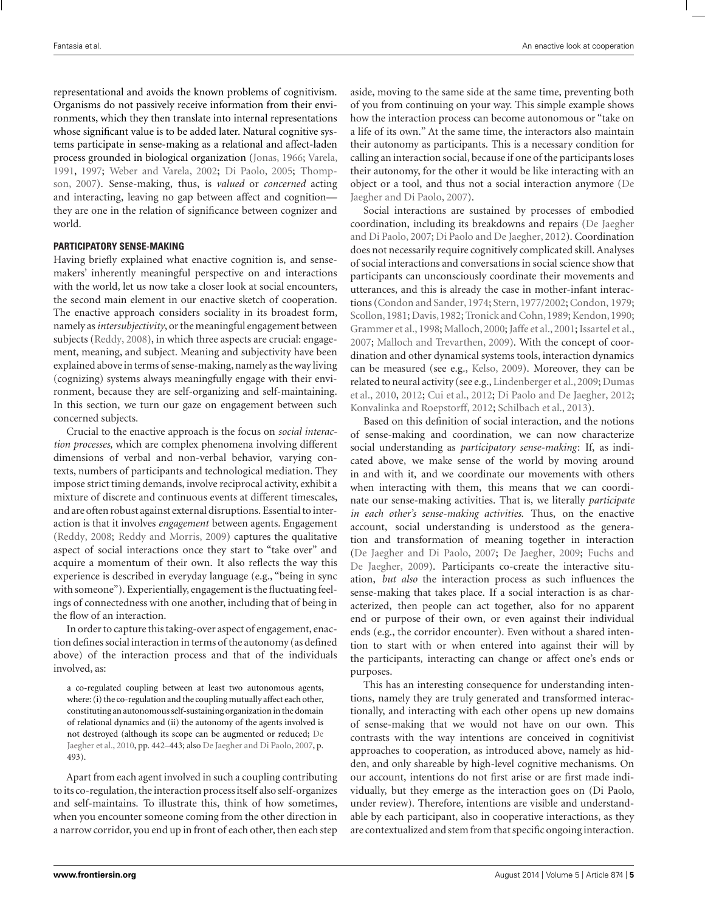representational and avoids the known problems of cognitivism. Organisms do not passively receive information from their environments, which they then translate into internal representations whose significant value is to be added later. Natural cognitive systems participate in sense-making as a relational and affect-laden process grounded in biological organization (Jonas, 1966; Varela, 1991, 1997; Weber and Varela, 2002; Di Paolo, 2005; Thompson, 2007). Sense-making, thus, is *valued* or *concerned* acting and interacting, leaving no gap between affect and cognition—they are one in the relation of significance between cognizer and world.

### PARTICIPATORY SENSE-MAKING

Having briefly explained what enactive cognition is, and sense-makers' inherently meaningful perspective on and interactions with the world, let us now take a closer look at social encounters, the second main element in our enactive sketch of cooperation. The enactive approach considers sociality in its broadest form, namely as *intersubjectivity*, or the meaningful engagement between subjects (Reddy, 2008), in which three aspects are crucial: engagement, meaning, and subject. Meaning and subjectivity have been explained above in terms of sense-making, namely as the way living (cognizing) systems always meaningfully engage with their environment, because they are self-organizing and self-maintaining. In this section, we turn our gaze on engagement between such concerned subjects.

Crucial to the enactive approach is the focus on *social interaction processes*, which are complex phenomena involving different dimensions of verbal and non-verbal behavior, varying contexts, numbers of participants and technological mediation. They impose strict timing demands, involve reciprocal activity, exhibit a mixture of discrete and continuous events at different timescales, and are often robust against external disruptions. Essential to interaction is that it involves *engagement* between agents. Engagement (Reddy, 2008; Reddy and Morris, 2009) captures the qualitative aspect of social interactions once they start to "take over" and acquire a momentum of their own. It also reflects the way this experience is described in everyday language (e.g., "being in sync with someone"). Experientially, engagement is the fluctuating feelings of connectedness with one another, including that of being in the flow of an interaction.

In order to capture this taking-over aspect of engagement, enaction defines social interaction in terms of the autonomy (as defined above) of the interaction process and that of the individuals involved, as:

> a co-regulated coupling between at least two autonomous agents, where: (i) the co-regulation and the coupling mutually affect each other, constituting an autonomous self-sustaining organization in the domain of relational dynamics and (ii) the autonomy of the agents involved is not destroyed (although its scope can be augmented or reduced; De Jaegher et al., 2010, pp. 442–443; also De Jaegher and Di Paolo, 2007, p. 493).

Apart from each agent involved in such a coupling contributing to its co-regulation, the interaction process itself also self-organizes and self-maintains. To illustrate this, think of how sometimes, when you encounter someone coming from the other direction in a narrow corridor, you end up in front of each other, then each step aside, moving to the same side at the same time, preventing both of you from continuing on your way. This simple example shows how the interaction process can become autonomous or "take on a life of its own." At the same time, the interactors also maintain their autonomy as participants. This is a necessary condition for calling an interaction social, because if one of the participants loses their autonomy, for the other it would be like interacting with an object or a tool, and thus not a social interaction anymore (De Jaegher and Di Paolo, 2007).

Social interactions are sustained by processes of embodied coordination, including its breakdowns and repairs (De Jaegher and Di Paolo, 2007; Di Paolo and De Jaegher, 2012). Coordination does not necessarily require cognitively complicated skill. Analyses of social interactions and conversations in social science show that participants can unconsciously coordinate their movements and utterances, and this is already the case in mother-infant interactions (Condon and Sander, 1974; Stern, 1977/2002; Condon, 1979; Scollon, 1981; Davis, 1982; Tronick and Cohn, 1989; Kendon, 1990; Grammer et al., 1998; Malloch, 2000; Jaffe et al., 2001; Issartel et al., 2007; Malloch and Trevarthen, 2009). With the concept of coordination and other dynamical systems tools, interaction dynamics can be measured (see e.g., Kelso, 2009). Moreover, they can be related to neural activity (see e.g., Lindenberger et al., 2009; Dumas et al., 2010, 2012; Cui et al., 2012; Di Paolo and De Jaegher, 2012; Konvalinka and Roepstorff, 2012; Schilbach et al., 2013).

Based on this definition of social interaction, and the notions of sense-making and coordination, we can now characterize social understanding as *participatory sense-making*: If, as indicated above, we make sense of the world by moving around in and with it, and we coordinate our movements with others when interacting with them, this means that we can coordinate our sense-making activities. That is, we literally *participate in each other's sense-making activities*. Thus, on the enactive account, social understanding is understood as the generation and transformation of meaning together in interaction (De Jaegher and Di Paolo, 2007; De Jaegher, 2009; Fuchs and De Jaegher, 2009). Participants co-create the interactive situation, *but also* the interaction process as such influences the sense-making that takes place. If a social interaction is as characterized, then people can act together, also for no apparent end or purpose of their own, or even against their individual ends (e.g., the corridor encounter). Even without a shared intention to start with or when entered into against their will by the participants, interacting can change or affect one's ends or purposes.

This has an interesting consequence for understanding intentions, namely they are truly generated and transformed interactionally, and interacting with each other opens up new domains of sense-making that we would not have on our own. This contrasts with the way intentions are conceived in cognitivist approaches to cooperation, as introduced above, namely as hidden, and only shareable by high-level cognitive mechanisms. On our account, intentions do not first arise or are first made individually, but they emerge as the interaction goes on (Di Paolo, under review). Therefore, intentions are visible and understandable by each participant, also in cooperative interactions, as they are contextualized and stem from that specific ongoing interaction.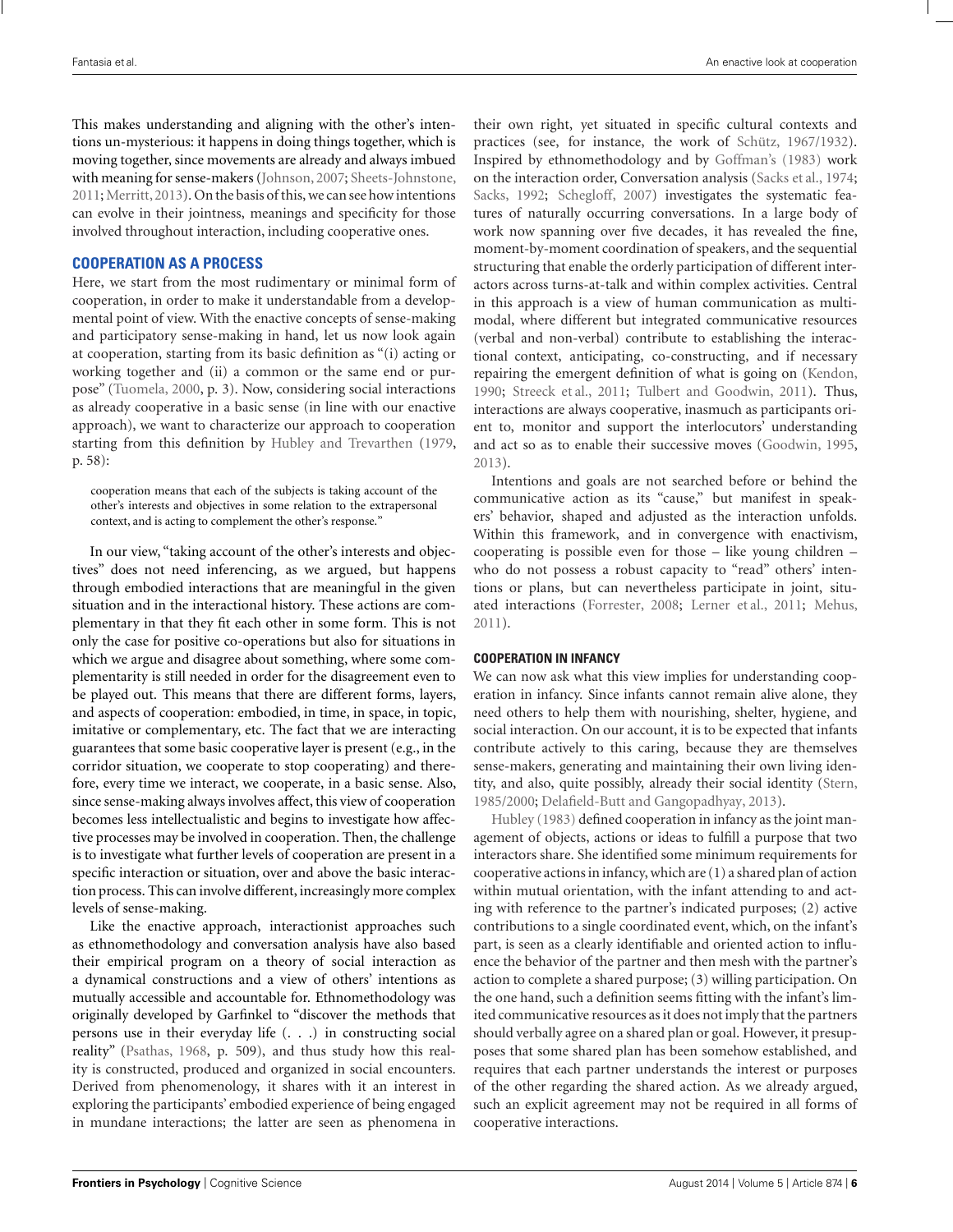This makes understanding and aligning with the other's intentions un-mysterious: it happens in doing things together, which is moving together, since movements are already and always imbued with meaning for sense-makers (Johnson, 2007; Sheets-Johnstone, 2011; Merritt, 2013). On the basis of this, we can see how intentions can evolve in their jointness, meanings and specificity for those involved throughout interaction, including cooperative ones.

## COOPERATION AS A PROCESS

Here, we start from the most rudimentary or minimal form of cooperation, in order to make it understandable from a developmental point of view. With the enactive concepts of sense-making and participatory sense-making in hand, let us now look again at cooperation, starting from its basic definition as "(i) acting or working together and (ii) a common or the same end or purpose" (Tuomela, 2000, p. 3). Now, considering social interactions as already cooperative in a basic sense (in line with our enactive approach), we want to characterize our approach to cooperation starting from this definition by Hubley and Trevarthen (1979, p. 58):

> cooperation means that each of the subjects is taking account of the other's interests and objectives in some relation to the extrapersonal context, and is acting to complement the other's response."

In our view, "taking account of the other's interests and objectives" does not need inferencing, as we argued, but happens through embodied interactions that are meaningful in the given situation and in the interactional history. These actions are complementary in that they fit each other in some form. This is not only the case for positive co-operations but also for situations in which we argue and disagree about something, where some complementarity is still needed in order for the disagreement even to be played out. This means that there are different forms, layers, and aspects of cooperation: embodied, in time, in space, in topic, imitative or complementary, etc. The fact that we are interacting guarantees that some basic cooperative layer is present (e.g., in the corridor situation, we cooperate to stop cooperating) and therefore, every time we interact, we cooperate, in a basic sense. Also, since sense-making always involves affect, this view of cooperation becomes less intellectualistic and begins to investigate how affective processes may be involved in cooperation. Then, the challenge is to investigate what further levels of cooperation are present in a specific interaction or situation, over and above the basic interaction process. This can involve different, increasingly more complex levels of sense-making.

Like the enactive approach, interactionist approaches such as ethnomethodology and conversation analysis have also based their empirical program on a theory of social interaction as a dynamical constructions and a view of others' intentions as mutually accessible and accountable for. Ethnomethodology was originally developed by Garfinkel to "discover the methods that persons use in their everyday life (. . .) in constructing social reality" (Psathas, 1968, p. 509), and thus study how this reality is constructed, produced and organized in social encounters. Derived from phenomenology, it shares with it an interest in exploring the participants' embodied experience of being engaged in mundane interactions; the latter are seen as phenomena in their own right, yet situated in specific cultural contexts and practices (see, for instance, the work of Schütz, 1967/1932). Inspired by ethnomethodology and by Goffman's (1983) work on the interaction order, Conversation analysis (Sacks et al., 1974; Sacks, 1992; Schegloff, 2007) investigates the systematic features of naturally occurring conversations. In a large body of work now spanning over five decades, it has revealed the fine, moment-by-moment coordination of speakers, and the sequential structuring that enable the orderly participation of different interactors across turns-at-talk and within complex activities. Central in this approach is a view of human communication as multimodal, where different but integrated communicative resources (verbal and non-verbal) contribute to establishing the interactional context, anticipating, co-constructing, and if necessary repairing the emergent definition of what is going on (Kendon, 1990; Streeck et al., 2011; Tulbert and Goodwin, 2011). Thus, interactions are always cooperative, inasmuch as participants orient to, monitor and support the interlocutors' understanding and act so as to enable their successive moves (Goodwin, 1995, 2013).

Intentions and goals are not searched before or behind the communicative action as its "cause," but manifest in speakers' behavior, shaped and adjusted as the interaction unfolds. Within this framework, and in convergence with enactivism, cooperating is possible even for those – like young children – who do not possess a robust capacity to "read" others' intentions or plans, but can nevertheless participate in joint, situated interactions (Forrester, 2008; Lerner et al., 2011; Mehus, 2011).

### COOPERATION IN INFANCY

We can now ask what this view implies for understanding cooperation in infancy. Since infants cannot remain alive alone, they need others to help them with nourishing, shelter, hygiene, and social interaction. On our account, it is to be expected that infants contribute actively to this caring, because they are themselves sense-makers, generating and maintaining their own living identity, and also, quite possibly, already their social identity (Stern, 1985/2000; Delafield-Butt and Gangopadhyay, 2013).

Hubley (1983) defined cooperation in infancy as the joint management of objects, actions or ideas to fulfill a purpose that two interactors share. She identified some minimum requirements for cooperative actions in infancy, which are (1) a shared plan of action within mutual orientation, with the infant attending to and acting with reference to the partner's indicated purposes; (2) active contributions to a single coordinated event, which, on the infant's part, is seen as a clearly identifiable and oriented action to influence the behavior of the partner and then mesh with the partner's action to complete a shared purpose; (3) willing participation. On the one hand, such a definition seems fitting with the infant's limited communicative resources as it does not imply that the partners should verbally agree on a shared plan or goal. However, it presupposes that some shared plan has been somehow established, and requires that each partner understands the interest or purposes of the other regarding the shared action. As we already argued, such an explicit agreement may not be required in all forms of cooperative interactions.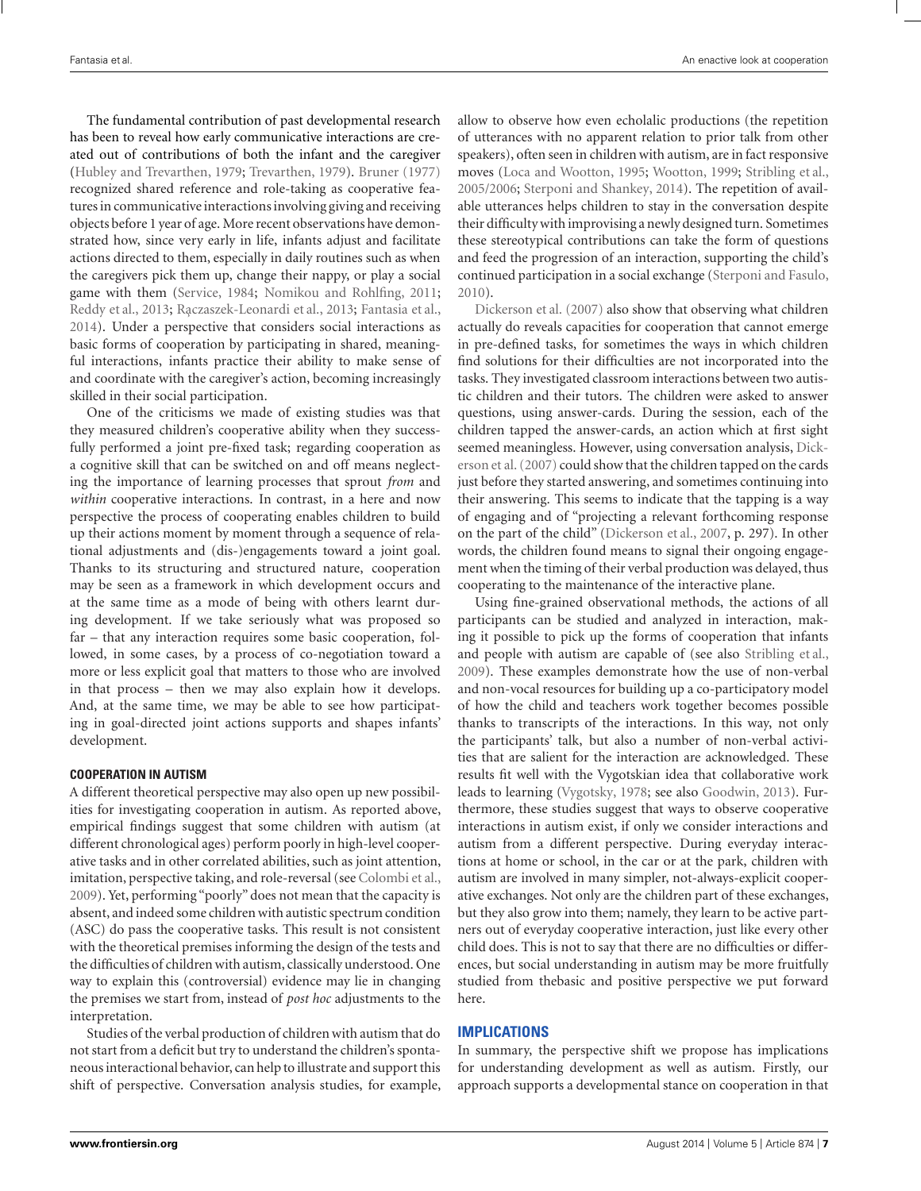The fundamental contribution of past developmental research has been to reveal how early communicative interactions are created out of contributions of both the infant and the caregiver (Hubley and Trevarthen, 1979; Trevarthen, 1979). Bruner (1977) recognized shared reference and role-taking as cooperative features in communicative interactions involving giving and receiving objects before 1 year of age. More recent observations have demonstrated how, since very early in life, infants adjust and facilitate actions directed to them, especially in daily routines such as when the caregivers pick them up, change their nappy, or play a social game with them (Service, 1984; Nomikou and Rohlfing, 2011; Reddy et al., 2013; Rączaszek-Leonardi et al., 2013; Fantasia et al., 2014). Under a perspective that considers social interactions as basic forms of cooperation by participating in shared, meaningful interactions, infants practice their ability to make sense of and coordinate with the caregiver's action, becoming increasingly skilled in their social participation.

One of the criticisms we made of existing studies was that they measured children's cooperative ability when they successfully performed a joint pre-fixed task; regarding cooperation as a cognitive skill that can be switched on and off means neglecting the importance of learning processes that sprout *from* and *within* cooperative interactions. In contrast, in a here and now perspective the process of cooperating enables children to build up their actions moment by moment through a sequence of relational adjustments and (dis-)engagements toward a joint goal. Thanks to its structuring and structured nature, cooperation may be seen as a framework in which development occurs and at the same time as a mode of being with others learnt during development. If we take seriously what was proposed so far – that any interaction requires some basic cooperation, followed, in some cases, by a process of co-negotiation toward a more or less explicit goal that matters to those who are involved in that process – then we may also explain how it develops. And, at the same time, we may be able to see how participating in goal-directed joint actions supports and shapes infants' development.

#### COOPERATION IN AUTISM

A different theoretical perspective may also open up new possibilities for investigating cooperation in autism. As reported above, empirical findings suggest that some children with autism (at different chronological ages) perform poorly in high-level cooperative tasks and in other correlated abilities, such as joint attention, imitation, perspective taking, and role-reversal (see Colombi et al., 2009). Yet, performing "poorly" does not mean that the capacity is absent, and indeed some children with autistic spectrum condition (ASC) do pass the cooperative tasks. This result is not consistent with the theoretical premises informing the design of the tests and the difficulties of children with autism, classically understood. One way to explain this (controversial) evidence may lie in changing the premises we start from, instead of *post hoc* adjustments to the interpretation.

Studies of the verbal production of children with autism that do not start from a deficit but try to understand the children's spontaneous interactional behavior, can help to illustrate and support this shift of perspective. Conversation analysis studies, for example, allow to observe how even echolalic productions (the repetition of utterances with no apparent relation to prior talk from other speakers), often seen in children with autism, are in fact responsive moves (Loca and Wootton, 1995; Wootton, 1999; Stribling et al., 2005/2006; Sterponi and Shankey, 2014). The repetition of available utterances helps children to stay in the conversation despite their difficulty with improvising a newly designed turn. Sometimes these stereotypical contributions can take the form of questions and feed the progression of an interaction, supporting the child's continued participation in a social exchange (Sterponi and Fasulo, 2010).

Dickerson et al. (2007) also show that observing what children actually do reveals capacities for cooperation that cannot emerge in pre-defined tasks, for sometimes the ways in which children find solutions for their difficulties are not incorporated into the tasks. They investigated classroom interactions between two autistic children and their tutors. The children were asked to answer questions, using answer-cards. During the session, each of the children tapped the answer-cards, an action which at first sight seemed meaningless. However, using conversation analysis, Dickerson et al. (2007) could show that the children tapped on the cards just before they started answering, and sometimes continuing into their answering. This seems to indicate that the tapping is a way of engaging and of "projecting a relevant forthcoming response on the part of the child" (Dickerson et al., 2007, p. 297). In other words, the children found means to signal their ongoing engagement when the timing of their verbal production was delayed, thus cooperating to the maintenance of the interactive plane.

Using fine-grained observational methods, the actions of all participants can be studied and analyzed in interaction, making it possible to pick up the forms of cooperation that infants and people with autism are capable of (see also Stribling et al., 2009). These examples demonstrate how the use of non-verbal and non-vocal resources for building up a co-participatory model of how the child and teachers work together becomes possible thanks to transcripts of the interactions. In this way, not only the participants' talk, but also a number of non-verbal activities that are salient for the interaction are acknowledged. These results fit well with the Vygotskian idea that collaborative work leads to learning (Vygotsky, 1978; see also Goodwin, 2013). Furthermore, these studies suggest that ways to observe cooperative interactions in autism exist, if only we consider interactions and autism from a different perspective. During everyday interactions at home or school, in the car or at the park, children with autism are involved in many simpler, not-always-explicit cooperative exchanges. Not only are the children part of these exchanges, but they also grow into them; namely, they learn to be active partners out of everyday cooperative interaction, just like every other child does. This is not to say that there are no difficulties or differences, but social understanding in autism may be more fruitfully studied from thebasic and positive perspective we put forward here.

## IMPLICATIONS

In summary, the perspective shift we propose has implications for understanding development as well as autism. Firstly, our approach supports a developmental stance on cooperation in that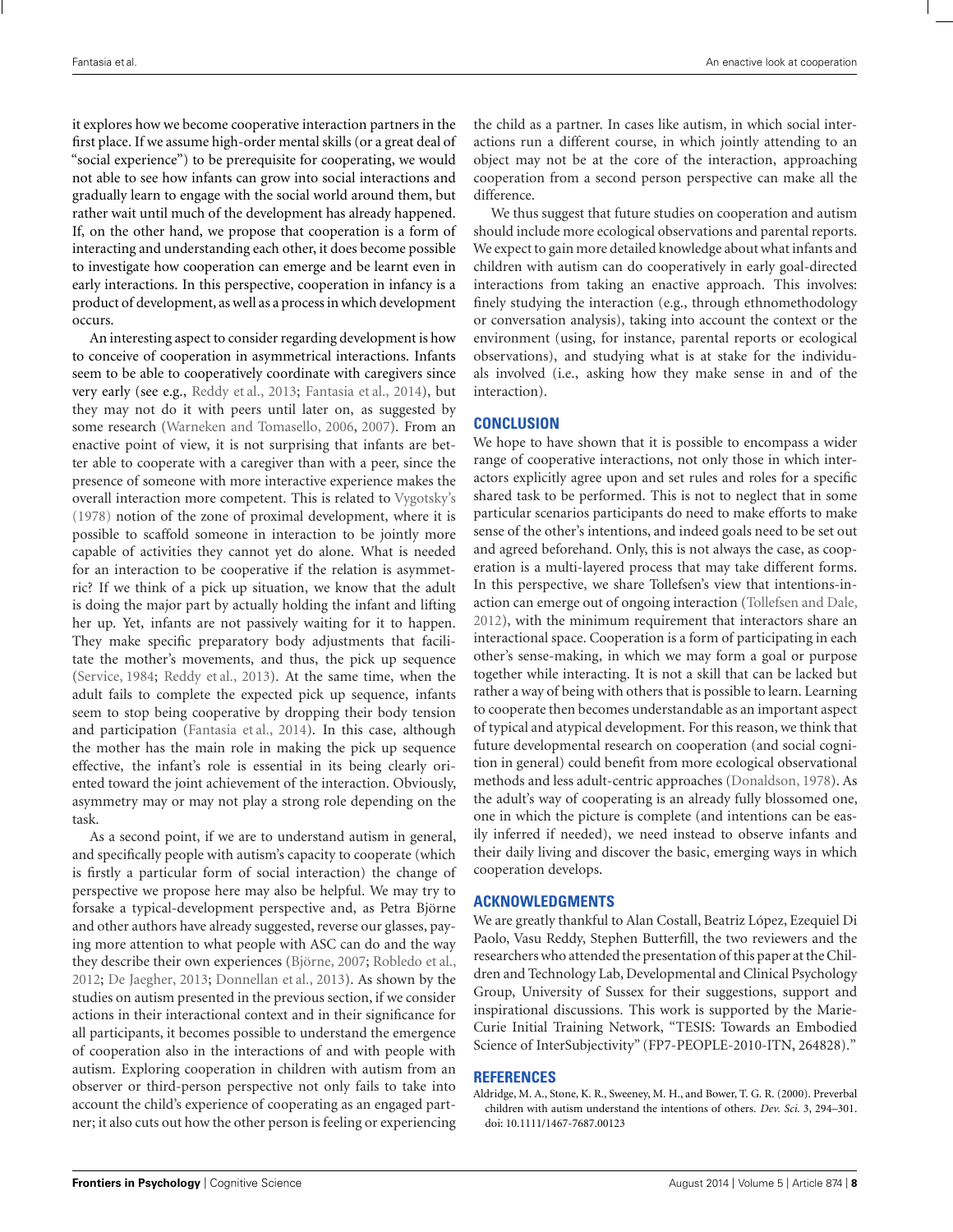it explores how we become cooperative interaction partners in the first place. If we assume high-order mental skills (or a great deal of "social experience") to be prerequisite for cooperating, we would not able to see how infants can grow into social interactions and gradually learn to engage with the social world around them, but rather wait until much of the development has already happened. If, on the other hand, we propose that cooperation is a form of interacting and understanding each other, it does become possible to investigate how cooperation can emerge and be learnt even in early interactions. In this perspective, cooperation in infancy is a product of development, as well as a process in which development occurs.

An interesting aspect to consider regarding development is how to conceive of cooperation in asymmetrical interactions. Infants seem to be able to cooperatively coordinate with caregivers since very early (see e.g., Reddy et al., 2013; Fantasia et al., 2014), but they may not do it with peers until later on, as suggested by some research (Warneken and Tomasello, 2006, 2007). From an enactive point of view, it is not surprising that infants are better able to cooperate with a caregiver than with a peer, since the presence of someone with more interactive experience makes the overall interaction more competent. This is related to Vygotsky's (1978) notion of the zone of proximal development, where it is possible to scaffold someone in interaction to be jointly more capable of activities they cannot yet do alone. What is needed for an interaction to be cooperative if the relation is asymmetric? If we think of a pick up situation, we know that the adult is doing the major part by actually holding the infant and lifting her up. Yet, infants are not passively waiting for it to happen. They make specific preparatory body adjustments that facilitate the mother's movements, and thus, the pick up sequence (Service, 1984; Reddy et al., 2013). At the same time, when the adult fails to complete the expected pick up sequence, infants seem to stop being cooperative by dropping their body tension and participation (Fantasia et al., 2014). In this case, although the mother has the main role in making the pick up sequence effective, the infant's role is essential in its being clearly oriented toward the joint achievement of the interaction. Obviously, asymmetry may or may not play a strong role depending on the task.

As a second point, if we are to understand autism in general, and specifically people with autism's capacity to cooperate (which is firstly a particular form of social interaction) the change of perspective we propose here may also be helpful. We may try to forsake a typical-development perspective and, as Petra Björne and other authors have already suggested, reverse our glasses, paying more attention to what people with ASC can do and the way they describe their own experiences (Björne, 2007; Robledo et al., 2012; De Jaegher, 2013; Donnellan et al., 2013). As shown by the studies on autism presented in the previous section, if we consider actions in their interactional context and in their significance for all participants, it becomes possible to understand the emergence of cooperation also in the interactions of and with people with autism. Exploring cooperation in children with autism from an observer or third-person perspective not only fails to take into account the child's experience of cooperating as an engaged partner; it also cuts out how the other person is feeling or experiencing the child as a partner. In cases like autism, in which social interactions run a different course, in which jointly attending to an object may not be at the core of the interaction, approaching cooperation from a second person perspective can make all the difference.

We thus suggest that future studies on cooperation and autism should include more ecological observations and parental reports. We expect to gain more detailed knowledge about what infants and children with autism can do cooperatively in early goal-directed interactions from taking an enactive approach. This involves: finely studying the interaction (e.g., through ethnomethodology or conversation analysis), taking into account the context or the environment (using, for instance, parental reports or ecological observations), and studying what is at stake for the individuals involved (i.e., asking how they make sense in and of the interaction).

## CONCLUSION

We hope to have shown that it is possible to encompass a wider range of cooperative interactions, not only those in which interactors explicitly agree upon and set rules and roles for a specific shared task to be performed. This is not to neglect that in some particular scenarios participants do need to make efforts to make sense of the other's intentions, and indeed goals need to be set out and agreed beforehand. Only, this is not always the case, as cooperation is a multi-layered process that may take different forms. In this perspective, we share Tollefsen's view that intentions-in-action can emerge out of ongoing interaction (Tollefsen and Dale, 2012), with the minimum requirement that interactors share an interactional space. Cooperation is a form of participating in each other's sense-making, in which we may form a goal or purpose together while interacting. It is not a skill that can be lacked but rather a way of being with others that is possible to learn. Learning to cooperate then becomes understandable as an important aspect of typical and atypical development. For this reason, we think that future developmental research on cooperation (and social cognition in general) could benefit from more ecological observational methods and less adult-centric approaches (Donaldson, 1978). As the adult's way of cooperating is an already fully blossomed one, one in which the picture is complete (and intentions can be easily inferred if needed), we need instead to observe infants and their daily living and discover the basic, emerging ways in which cooperation develops.

## ACKNOWLEDGMENTS

We are greatly thankful to Alan Costall, Beatriz López, Ezequiel Di Paolo, Vasu Reddy, Stephen Butterfill, the two reviewers and the researchers who attended the presentation of this paper at the Children and Technology Lab, Developmental and Clinical Psychology Group, University of Sussex for their suggestions, support and inspirational discussions. This work is supported by the Marie-Curie Initial Training Network, "TESIS: Towards an Embodied Science of InterSubjectivity" (FP7-PEOPLE-2010-ITN, 264828)."

## REFERENCES

Aldridge, M. A., Stone, K. R., Sweeney, M. H., and Bower, T. G. R. (2000). Preverbal children with autism understand the intentions of others. *Dev. Sci.* 3, 294–301. doi: 10.1111/1467-7687.00123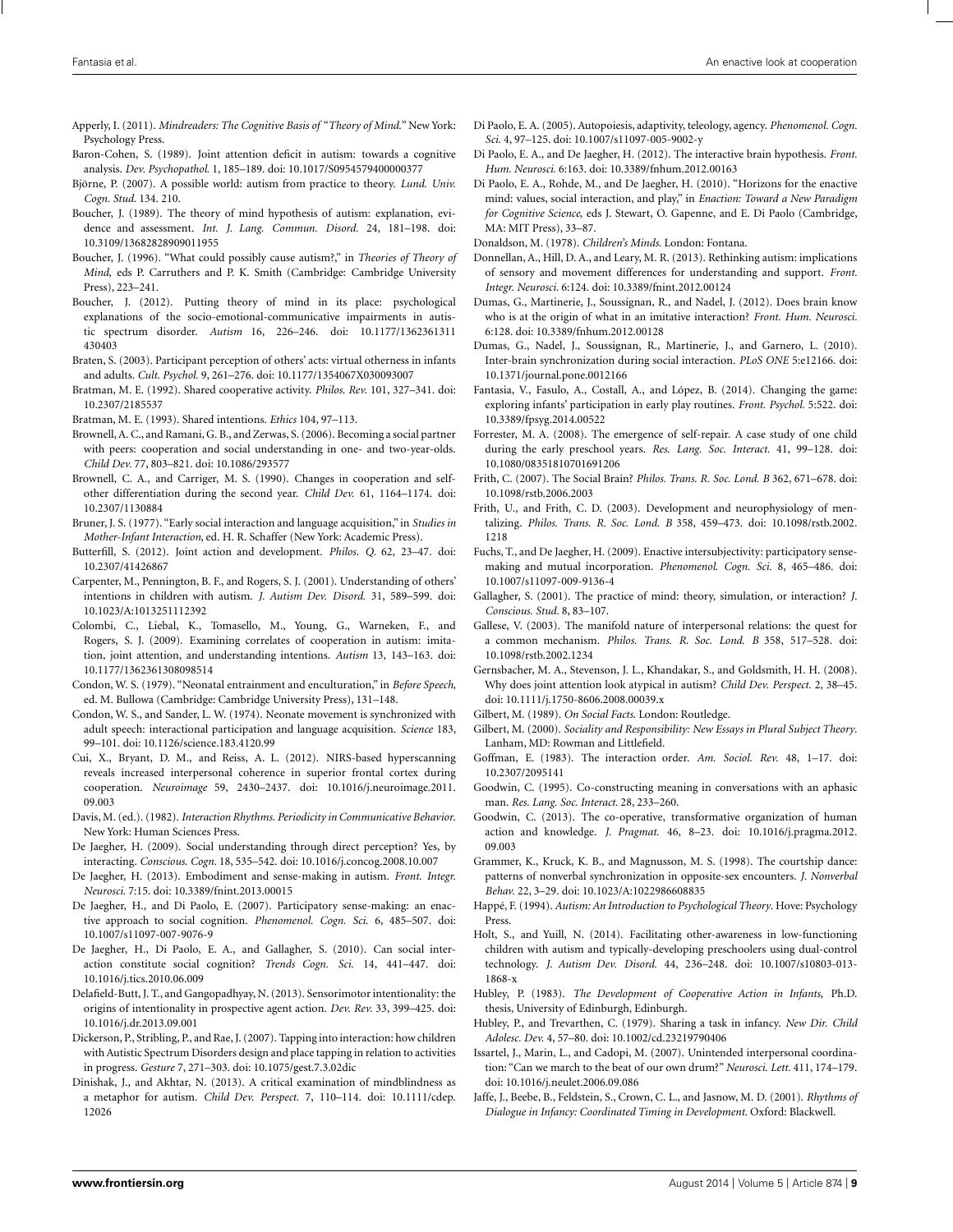Apperly, I. (2011). *Mindreaders: The Cognitive Basis of "Theory of Mind."* New York: Psychology Press.

Baron-Cohen, S. (1989). Joint attention deficit in autism: towards a cognitive analysis. *Dev. Psychopathol.* 1, 185–189. doi: 10.1017/S0954579400000377

Björne, P. (2007). A possible world: autism from practice to theory. *Lund. Univ. Cogn. Stud.* 134. 210.

Boucher, J. (1989). The theory of mind hypothesis of autism: explanation, evidence and assessment. *Int. J. Lang. Commun. Disord.* 24, 181–198. doi: 10.3109/13682828909011955

Boucher, J. (1996). "What could possibly cause autism?," in *Theories of Theory of Mind*, eds P. Carruthers and P. K. Smith (Cambridge: Cambridge University Press), 223–241.

Boucher, J. (2012). Putting theory of mind in its place: psychological explanations of the socio-emotional-communicative impairments in autistic spectrum disorder. *Autism* 16, 226–246. doi: 10.1177/1362361311430403

Braten, S. (2003). Participant perception of others' acts: virtual otherness in infants and adults. *Cult. Psychol.* 9, 261–276. doi: 10.1177/1354067X030093007

Bratman, M. E. (1992). Shared cooperative activity. *Philos. Rev.* 101, 327–341. doi: 10.2307/2185537

Bratman, M. E. (1993). Shared intentions. *Ethics* 104, 97–113.

Brownell, A. C., and Ramani, G. B., and Zerwas, S. (2006). Becoming a social partner with peers: cooperation and social understanding in one- and two-year-olds. *Child Dev.* 77, 803–821. doi: 10.1086/293577

Brownell, C. A., and Carriger, M. S. (1990). Changes in cooperation and self-other differentiation during the second year. *Child Dev.* 61, 1164–1174. doi: 10.2307/1130884

Bruner, J. S. (1977). "Early social interaction and language acquisition," in *Studies in Mother-Infant Interaction*, ed. H. R. Schaffer (New York: Academic Press).

Butterfill, S. (2012). Joint action and development. *Philos. Q.* 62, 23–47. doi: 10.2307/41426867

Carpenter, M., Pennington, B. F., and Rogers, S. J. (2001). Understanding of others' intentions in children with autism. *J. Autism Dev. Disord.* 31, 589–599. doi: 10.1023/A:1013251112392

Colombi, C., Liebal, K., Tomasello, M., Young, G., Warneken, F., and Rogers, S. J. (2009). Examining correlates of cooperation in autism: imitation, joint attention, and understanding intentions. *Autism* 13, 143–163. doi: 10.1177/1362361308098514

Condon, W. S. (1979). "Neonatal entrainment and enculturation," in *Before Speech,* ed. M. Bullowa (Cambridge: Cambridge University Press), 131–148.

Condon, W. S., and Sander, L. W. (1974). Neonate movement is synchronized with adult speech: interactional participation and language acquisition. *Science* 183, 99–101. doi: 10.1126/science.183.4120.99

Cui, X., Bryant, D. M., and Reiss, A. L. (2012). NIRS-based hyperscanning reveals increased interpersonal coherence in superior frontal cortex during cooperation. *Neuroimage* 59, 2430–2437. doi: 10.1016/j.neuroimage.2011.09.003

Davis, M. (ed.). (1982). *Interaction Rhythms. Periodicity in Communicative Behavior*. New York: Human Sciences Press.

De Jaegher, H. (2009). Social understanding through direct perception? Yes, by interacting. *Conscious. Cogn.* 18, 535–542. doi: 10.1016/j.concog.2008.10.007

De Jaegher, H. (2013). Embodiment and sense-making in autism. *Front. Integr. Neurosci.* 7:15. doi: 10.3389/fnint.2013.00015

De Jaegher, H., and Di Paolo, E. (2007). Participatory sense-making: an enactive approach to social cognition. *Phenomenol. Cogn. Sci.* 6, 485–507. doi: 10.1007/s11097-007-9076-9

De Jaegher, H., Di Paolo, E. A., and Gallagher, S. (2010). Can social interaction constitute social cognition? *Trends Cogn. Sci.* 14, 441–447. doi: 10.1016/j.tics.2010.06.009

Delafield-Butt, J. T., and Gangopadhyay, N. (2013). Sensorimotor intentionality: the origins of intentionality in prospective agent action. *Dev. Rev.* 33, 399–425. doi: 10.1016/j.dr.2013.09.001

Dickerson, P., Stribling, P., and Rae, J. (2007). Tapping into interaction: how children with Autistic Spectrum Disorders design and place tapping in relation to activities in progress. *Gesture* 7, 271–303. doi: 10.1075/gest.7.3.02dic

Dinishak, J., and Akhtar, N. (2013). A critical examination of mindblindness as a metaphor for autism. *Child Dev. Perspect.* 7, 110–114. doi: 10.1111/cdep.12026

Di Paolo, E. A. (2005). Autopoiesis, adaptivity, teleology, agency. *Phenomenol. Cogn. Sci.* 4, 97–125. doi: 10.1007/s11097-005-9002-y

Di Paolo, E. A., and De Jaegher, H. (2012). The interactive brain hypothesis. *Front. Hum. Neurosci.* 6:163. doi: 10.3389/fnhum.2012.00163

Di Paolo, E. A., Rohde, M., and De Jaegher, H. (2010). "Horizons for the enactive mind: values, social interaction, and play," in *Enaction: Toward a New Paradigm for Cognitive Science*, eds J. Stewart, O. Gapenne, and E. Di Paolo (Cambridge, MA: MIT Press), 33–87.

Donaldson, M. (1978). *Children's Minds.* London: Fontana.

Donnellan, A., Hill, D. A., and Leary, M. R. (2013). Rethinking autism: implications of sensory and movement differences for understanding and support. *Front. Integr. Neurosci.* 6:124. doi: 10.3389/fnint.2012.00124

Dumas, G., Martinerie, J., Soussignan, R., and Nadel, J. (2012). Does brain know who is at the origin of what in an imitative interaction? *Front. Hum. Neurosci.* 6:128. doi: 10.3389/fnhum.2012.00128

Dumas, G., Nadel, J., Soussignan, R., Martinerie, J., and Garnero, L. (2010). Inter-brain synchronization during social interaction. *PLoS ONE* 5:e12166. doi: 10.1371/journal.pone.0012166

Fantasia, V., Fasulo, A., Costall, A., and López, B. (2014). Changing the game: exploring infants' participation in early play routines. *Front. Psychol.* 5:522. doi: 10.3389/fpsyg.2014.00522

Forrester, M. A. (2008). The emergence of self-repair. A case study of one child during the early preschool years. *Res. Lang. Soc. Interact.* 41, 99–128. doi: 10.1080/08351810701691206

Frith, C. (2007). The Social Brain? *Philos. Trans. R. Soc. Lond. B* 362, 671–678. doi: 10.1098/rstb.2006.2003

Frith, U., and Frith, C. D. (2003). Development and neurophysiology of mentalizing. *Philos. Trans. R. Soc. Lond. B* 358, 459–473. doi: 10.1098/rstb.2002.1218

Fuchs, T., and De Jaegher, H. (2009). Enactive intersubjectivity: participatory sense-making and mutual incorporation. *Phenomenol. Cogn. Sci.* 8, 465–486. doi: 10.1007/s11097-009-9136-4

Gallagher, S. (2001). The practice of mind: theory, simulation, or interaction? *J. Conscious. Stud.* 8, 83–107.

Gallese, V. (2003). The manifold nature of interpersonal relations: the quest for a common mechanism. *Philos. Trans. R. Soc. Lond. B* 358, 517–528. doi: 10.1098/rstb.2002.1234

Gernsbacher, M. A., Stevenson, J. L., Khandakar, S., and Goldsmith, H. H. (2008). Why does joint attention look atypical in autism? *Child Dev. Perspect.* 2, 38–45. doi: 10.1111/j.1750-8606.2008.00039.x

Gilbert, M. (1989). *On Social Facts.* London: Routledge.

Gilbert, M. (2000). *Sociality and Responsibility: New Essays in Plural Subject Theory*. Lanham, MD: Rowman and Littlefield.

Goffman, E. (1983). The interaction order. *Am. Sociol. Rev.* 48, 1–17. doi: 10.2307/2095141

Goodwin, C. (1995). Co-constructing meaning in conversations with an aphasic man. *Res. Lang. Soc. Interact.* 28, 233–260.

Goodwin, C. (2013). The co-operative, transformative organization of human action and knowledge. *J. Pragmat.* 46, 8–23. doi: 10.1016/j.pragma.2012.09.003

Grammer, K., Kruck, K. B., and Magnusson, M. S. (1998). The courtship dance: patterns of nonverbal synchronization in opposite-sex encounters. *J. Nonverbal Behav.* 22, 3–29. doi: 10.1023/A:1022986608835

Happé, F. (1994). *Autism: An Introduction to Psychological Theory*. Hove: Psychology Press.

Holt, S., and Yuill, N. (2014). Facilitating other-awareness in low-functioning children with autism and typically-developing preschoolers using dual-control technology. *J. Autism Dev. Disord.* 44, 236–248. doi: 10.1007/s10803-013-1868-x

Hubley, P. (1983). *The Development of Cooperative Action in Infants*, Ph.D. thesis, University of Edinburgh, Edinburgh.

Hubley, P., and Trevarthen, C. (1979). Sharing a task in infancy. *New Dir. Child Adolesc. Dev.* 4, 57–80. doi: 10.1002/cd.23219790406

Issartel, J., Marin, L., and Cadopi, M. (2007). Unintended interpersonal coordination: "Can we march to the beat of our own drum?" *Neurosci. Lett.* 411, 174–179. doi: 10.1016/j.neulet.2006.09.086

Jaffe, J., Beebe, B., Feldstein, S., Crown, C. L., and Jasnow, M. D. (2001). *Rhythms of Dialogue in Infancy: Coordinated Timing in Development*. Oxford: Blackwell.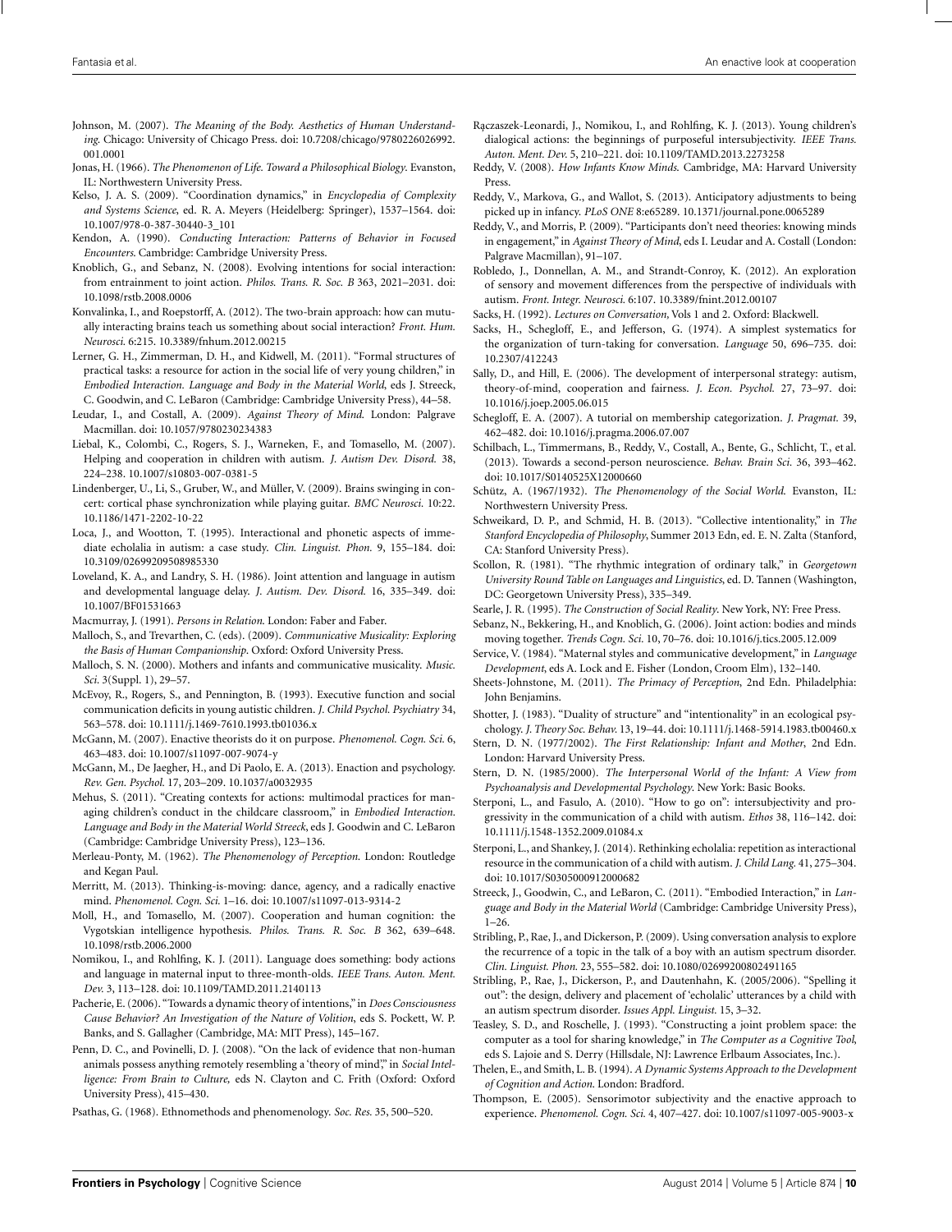Johnson, M. (2007). *The Meaning of the Body. Aesthetics of Human Understanding.* Chicago: University of Chicago Press. doi: 10.7208/chicago/9780226026992.001.0001

Jonas, H. (1966). *The Phenomenon of Life. Toward a Philosophical Biology*. Evanston, IL: Northwestern University Press.

Kelso, J. A. S. (2009). "Coordination dynamics," in *Encyclopedia of Complexity and Systems Science*, ed. R. A. Meyers (Heidelberg: Springer), 1537–1564. doi: 10.1007/978-0-387-30440-3_101

Kendon, A. (1990). *Conducting Interaction: Patterns of Behavior in Focused Encounters.* Cambridge: Cambridge University Press.

Knoblich, G., and Sebanz, N. (2008). Evolving intentions for social interaction: from entrainment to joint action. *Philos. Trans. R. Soc. B* 363, 2021–2031. doi: 10.1098/rstb.2008.0006

Konvalinka, I., and Roepstorff, A. (2012). The two-brain approach: how can mutually interacting brains teach us something about social interaction? *Front. Hum. Neurosci.* 6:215. 10.3389/fnhum.2012.00215

Lerner, G. H., Zimmerman, D. H., and Kidwell, M. (2011). "Formal structures of practical tasks: a resource for action in the social life of very young children," in *Embodied Interaction. Language and Body in the Material World*, eds J. Streeck, C. Goodwin, and C. LeBaron (Cambridge: Cambridge University Press), 44–58.

Leudar, I., and Costall, A. (2009). *Against Theory of Mind.* London: Palgrave Macmillan. doi: 10.1057/9780230234383

Liebal, K., Colombi, C., Rogers, S. J., Warneken, F., and Tomasello, M. (2007). Helping and cooperation in children with autism. *J. Autism Dev. Disord.* 38, 224–238. 10.1007/s10803-007-0381-5

Lindenberger, U., Li, S., Gruber, W., and Müller, V. (2009). Brains swinging in concert: cortical phase synchronization while playing guitar. *BMC Neurosci.* 10:22. 10.1186/1471-2202-10-22

Loca, J., and Wootton, T. (1995). Interactional and phonetic aspects of immediate echolalia in autism: a case study. *Clin. Linguist. Phon.* 9, 155–184. doi: 10.3109/02699209508985330

Loveland, K. A., and Landry, S. H. (1986). Joint attention and language in autism and developmental language delay. *J. Autism. Dev. Disord.* 16, 335–349. doi: 10.1007/BF01531663

Macmurray, J. (1991). *Persons in Relation.* London: Faber and Faber.

Malloch, S., and Trevarthen, C. (eds). (2009). *Communicative Musicality: Exploring the Basis of Human Companionship.* Oxford: Oxford University Press.

Malloch, S. N. (2000). Mothers and infants and communicative musicality. *Music. Sci.* 3(Suppl. 1), 29–57.

McEvoy, R., Rogers, S., and Pennington, B. (1993). Executive function and social communication deficits in young autistic children. *J. Child Psychol. Psychiatry* 34, 563–578. doi: 10.1111/j.1469-7610.1993.tb01036.x

McGann, M. (2007). Enactive theorists do it on purpose. *Phenomenol. Cogn. Sci.* 6, 463–483. doi: 10.1007/s11097-007-9074-y

McGann, M., De Jaegher, H., and Di Paolo, E. A. (2013). Enaction and psychology. *Rev. Gen. Psychol.* 17, 203–209. 10.1037/a0032935

Mehus, S. (2011). "Creating contexts for actions: multimodal practices for managing children's conduct in the childcare classroom," in *Embodied Interaction. Language and Body in the Material World Streeck*, eds J. Goodwin and C. LeBaron (Cambridge: Cambridge University Press), 123–136.

Merleau-Ponty, M. (1962). *The Phenomenology of Perception.* London: Routledge and Kegan Paul.

Merritt, M. (2013). Thinking-is-moving: dance, agency, and a radically enactive mind. *Phenomenol. Cogn. Sci.* 1–16. doi: 10.1007/s11097-013-9314-2

Moll, H., and Tomasello, M. (2007). Cooperation and human cognition: the Vygotskian intelligence hypothesis. *Philos. Trans. R. Soc. B* 362, 639–648. 10.1098/rstb.2006.2000

Nomikou, I., and Rohlfing, K. J. (2011). Language does something: body actions and language in maternal input to three-month-olds. *IEEE Trans. Auton. Ment. Dev.* 3, 113–128. doi: 10.1109/TAMD.2011.2140113

Pacherie, E. (2006). "Towards a dynamic theory of intentions," in *Does Consciousness Cause Behavior? An Investigation of the Nature of Volition*, eds S. Pockett, W. P. Banks, and S. Gallagher (Cambridge, MA: MIT Press), 145–167.

Penn, D. C., and Povinelli, D. J. (2008). "On the lack of evidence that non-human animals possess anything remotely resembling a 'theory of mind'," in *Social Intelligence: From Brain to Culture,* eds N. Clayton and C. Frith (Oxford: Oxford University Press), 415–430.

Psathas, G. (1968). Ethnomethods and phenomenology. *Soc. Res.* 35, 500–520.

Rączaszek-Leonardi, J., Nomikou, I., and Rohlfing, K. J. (2013). Young children's dialogical actions: the beginnings of purposeful intersubjectivity. *IEEE Trans. Auton. Ment. Dev.* 5, 210–221. doi: 10.1109/TAMD.2013.2273258

Reddy, V. (2008). *How Infants Know Minds.* Cambridge, MA: Harvard University Press.

Reddy, V., Markova, G., and Wallot, S. (2013). Anticipatory adjustments to being picked up in infancy. *PLoS ONE* 8:e65289. 10.1371/journal.pone.0065289

Reddy, V., and Morris, P. (2009). "Participants don't need theories: knowing minds in engagement," in *Against Theory of Mind*, eds I. Leudar and A. Costall (London: Palgrave Macmillan), 91–107.

Robledo, J., Donnellan, A. M., and Strandt-Conroy, K. (2012). An exploration of sensory and movement differences from the perspective of individuals with autism. *Front. Integr. Neurosci.* 6:107. 10.3389/fnint.2012.00107

Sacks, H. (1992). *Lectures on Conversation,* Vols 1 and 2. Oxford: Blackwell.

Sacks, H., Schegloff, E., and Jefferson, G. (1974). A simplest systematics for the organization of turn-taking for conversation. *Language* 50, 696–735. doi: 10.2307/412243

Sally, D., and Hill, E. (2006). The development of interpersonal strategy: autism, theory-of-mind, cooperation and fairness. *J. Econ. Psychol.* 27, 73–97. doi: 10.1016/j.joep.2005.06.015

Schegloff, E. A. (2007). A tutorial on membership categorization. *J. Pragmat.* 39, 462–482. doi: 10.1016/j.pragma.2006.07.007

Schilbach, L., Timmermans, B., Reddy, V., Costall, A., Bente, G., Schlicht, T., et al. (2013). Towards a second-person neuroscience. *Behav. Brain Sci.* 36, 393–462. doi: 10.1017/S0140525X12000660

Schütz, A. (1967/1932). *The Phenomenology of the Social World.* Evanston, IL: Northwestern University Press.

Schweikard, D. P., and Schmid, H. B. (2013). "Collective intentionality," in *The Stanford Encyclopedia of Philosophy*, Summer 2013 Edn, ed. E. N. Zalta (Stanford, CA: Stanford University Press).

Scollon, R. (1981). "The rhythmic integration of ordinary talk," in *Georgetown University Round Table on Languages and Linguistics*, ed. D. Tannen (Washington, DC: Georgetown University Press), 335–349.

Searle, J. R. (1995). *The Construction of Social Reality.* New York, NY: Free Press.

Sebanz, N., Bekkering, H., and Knoblich, G. (2006). Joint action: bodies and minds moving together. *Trends Cogn. Sci.* 10, 70–76. doi: 10.1016/j.tics.2005.12.009

Service, V. (1984). "Maternal styles and communicative development," in *Language Development*, eds A. Lock and E. Fisher (London, Croom Elm), 132–140.

Sheets-Johnstone, M. (2011). *The Primacy of Perception*, 2nd Edn. Philadelphia: John Benjamins.

Shotter, J. (1983). "Duality of structure" and "intentionality" in an ecological psychology. *J. Theory Soc. Behav.* 13, 19–44. doi: 10.1111/j.1468-5914.1983.tb00460.x

Stern, D. N. (1977/2002). *The First Relationship: Infant and Mother*, 2nd Edn. London: Harvard University Press.

Stern, D. N. (1985/2000). *The Interpersonal World of the Infant: A View from Psychoanalysis and Developmental Psychology.* New York: Basic Books.

Sterponi, L., and Fasulo, A. (2010). "How to go on": intersubjectivity and progressivity in the communication of a child with autism. *Ethos* 38, 116–142. doi: 10.1111/j.1548-1352.2009.01084.x

Sterponi, L., and Shankey, J. (2014). Rethinking echolalia: repetition as interactional resource in the communication of a child with autism. *J. Child Lang.* 41, 275–304. doi: 10.1017/S0305000912000682

Streeck, J., Goodwin, C., and LeBaron, C. (2011). "Embodied Interaction," in *Language and Body in the Material World* (Cambridge: Cambridge University Press), 1–26.

Stribling, P., Rae, J., and Dickerson, P. (2009). Using conversation analysis to explore the recurrence of a topic in the talk of a boy with an autism spectrum disorder. *Clin. Linguist. Phon.* 23, 555–582. doi: 10.1080/02699200802491165

Stribling, P., Rae, J., Dickerson, P., and Dautenhahn, K. (2005/2006). "Spelling it out": the design, delivery and placement of 'echolalic' utterances by a child with an autism spectrum disorder. *Issues Appl. Linguist.* 15, 3–32.

Teasley, S. D., and Roschelle, J. (1993). "Constructing a joint problem space: the computer as a tool for sharing knowledge," in *The Computer as a Cognitive Tool*, eds S. Lajoie and S. Derry (Hillsdale, NJ: Lawrence Erlbaum Associates, Inc.).

Thelen, E., and Smith, L. B. (1994). *A Dynamic Systems Approach to the Development of Cognition and Action.* London: Bradford.

Thompson, E. (2005). Sensorimotor subjectivity and the enactive approach to experience. *Phenomenol. Cogn. Sci.* 4, 407–427. doi: 10.1007/s11097-005-9003-x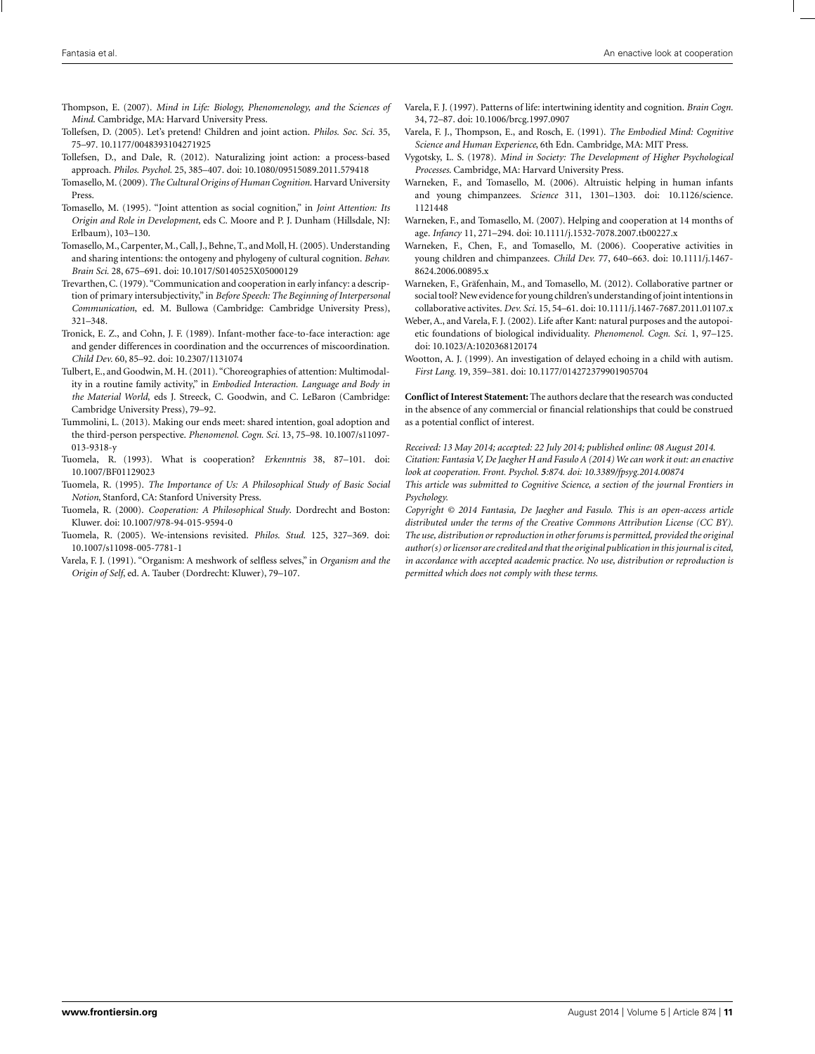Thompson, E. (2007). *Mind in Life: Biology, Phenomenology, and the Sciences of Mind*. Cambridge, MA: Harvard University Press.

Tollefsen, D. (2005). Let's pretend! Children and joint action. *Philos. Soc. Sci.* 35, 75–97. 10.1177/0048393104271925

Tollefsen, D., and Dale, R. (2012). Naturalizing joint action: a process-based approach. *Philos. Psychol.* 25, 385–407. doi: 10.1080/09515089.2011.579418

Tomasello, M. (2009). *The Cultural Origins of Human Cognition*. Harvard University Press.

Tomasello, M. (1995). "Joint attention as social cognition," in *Joint Attention: Its Origin and Role in Development*, eds C. Moore and P. J. Dunham (Hillsdale, NJ: Erlbaum), 103–130.

Tomasello, M., Carpenter, M., Call, J., Behne, T., and Moll, H. (2005). Understanding and sharing intentions: the ontogeny and phylogeny of cultural cognition. *Behav. Brain Sci.* 28, 675–691. doi: 10.1017/S0140525X05000129

Trevarthen, C. (1979). "Communication and cooperation in early infancy: a description of primary intersubjectivity," in *Before Speech: The Beginning of Interpersonal Communication*, ed. M. Bullowa (Cambridge: Cambridge University Press), 321–348.

Tronick, E. Z., and Cohn, J. F. (1989). Infant-mother face-to-face interaction: age and gender differences in coordination and the occurrences of miscoordination. *Child Dev.* 60, 85–92. doi: 10.2307/1131074

Tulbert, E., and Goodwin, M. H. (2011). "Choreographies of attention: Multimodality in a routine family activity," in *Embodied Interaction. Language and Body in the Material World*, eds J. Streeck, C. Goodwin, and C. LeBaron (Cambridge: Cambridge University Press), 79–92.

Tummolini, L. (2013). Making our ends meet: shared intention, goal adoption and the third-person perspective. *Phenomenol. Cogn. Sci.* 13, 75–98. 10.1007/s11097-013-9318-y

Tuomela, R. (1993). What is cooperation? *Erkenntnis* 38, 87–101. doi: 10.1007/BF01129023

Tuomela, R. (1995). *The Importance of Us: A Philosophical Study of Basic Social Notion*, Stanford, CA: Stanford University Press.

Tuomela, R. (2000). *Cooperation: A Philosophical Study*. Dordrecht and Boston: Kluwer. doi: 10.1007/978-94-015-9594-0

Tuomela, R. (2005). We-intensions revisited. *Philos. Stud.* 125, 327–369. doi: 10.1007/s11098-005-7781-1

Varela, F. J. (1991). "Organism: A meshwork of selfless selves," in *Organism and the Origin of Self*, ed. A. Tauber (Dordrecht: Kluwer), 79–107.

Varela, F. J. (1997). Patterns of life: intertwining identity and cognition. *Brain Cogn.* 34, 72–87. doi: 10.1006/brcg.1997.0907

Varela, F. J., Thompson, E., and Rosch, E. (1991). *The Embodied Mind: Cognitive Science and Human Experience*, 6th Edn. Cambridge, MA: MIT Press.

Vygotsky, L. S. (1978). *Mind in Society: The Development of Higher Psychological Processes*. Cambridge, MA: Harvard University Press.

Warneken, F., and Tomasello, M. (2006). Altruistic helping in human infants and young chimpanzees. *Science* 311, 1301–1303. doi: 10.1126/science.1121448

Warneken, F., and Tomasello, M. (2007). Helping and cooperation at 14 months of age. *Infancy* 11, 271–294. doi: 10.1111/j.1532-7078.2007.tb00227.x

Warneken, F., Chen, F., and Tomasello, M. (2006). Cooperative activities in young children and chimpanzees. *Child Dev.* 77, 640–663. doi: 10.1111/j.1467-8624.2006.00895.x

Warneken, F., Gräfenhain, M., and Tomasello, M. (2012). Collaborative partner or social tool? New evidence for young children's understanding of joint intentions in collaborative activites. *Dev. Sci.* 15, 54–61. doi: 10.1111/j.1467-7687.2011.01107.x

Weber, A., and Varela, F. J. (2002). Life after Kant: natural purposes and the autopoietic foundations of biological individuality. *Phenomenol. Cogn. Sci.* 1, 97–125. doi: 10.1023/A:1020368120174

Wootton, A. J. (1999). An investigation of delayed echoing in a child with autism. *First Lang.* 19, 359–381. doi: 10.1177/014272379901905704

**Conflict of Interest Statement:** The authors declare that the research was conducted in the absence of any commercial or financial relationships that could be construed as a potential conflict of interest.

*Received: 13 May 2014; accepted: 22 July 2014; published online: 08 August 2014.*

*Citation: Fantasia V, De Jaegher H and Fasulo A (2014) We can work it out: an enactive look at cooperation. Front. Psychol.* ***5****:874. doi: 10.3389/fpsyg.2014.00874*

*This article was submitted to Cognitive Science, a section of the journal Frontiers in Psychology.*

*Copyright © 2014 Fantasia, De Jaegher and Fasulo. This is an open-access article distributed under the terms of the Creative Commons Attribution License (CC BY). The use, distribution or reproduction in other forums is permitted, provided the original author(s) or licensor are credited and that the original publication in this journal is cited, in accordance with accepted academic practice. No use, distribution or reproduction is permitted which does not comply with these terms.*